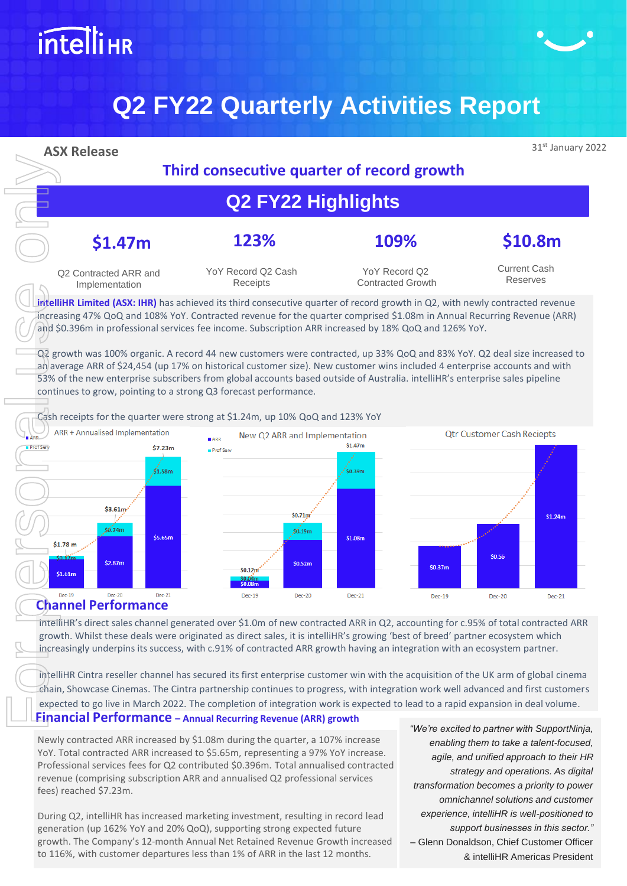# Q2 FY22 Quarterly Activities Report

**ASX Release**

31st January 2022

## Third consecutive quarter of record growth

## Q2 FY22 Highlights

| $1.47m | 123% | 109% | $10.8m |
|---|---|---|---|
| Q2 Contracted ARR and Implementation | YoY Record Q2 Cash Receipts | YoY Record Q2 Contracted Growth | Current Cash Reserves |

**intelliHR Limited (ASX: IHR)** has achieved its third consecutive quarter of record growth in Q2, with newly contracted revenue increasing 47% QoQ and 108% YoY. Contracted revenue for the quarter comprised $1.08m in Annual Recurring Revenue (ARR) and $0.396m in professional services fee income. Subscription ARR increased by 18% QoQ and 126% YoY.

Q2 growth was 100% organic. A record 44 new customers were contracted, up 33% QoQ and 83% YoY. Q2 deal size increased to an average ARR of $24,454 (up 17% on historical customer size). New customer wins included 4 enterprise accounts and with 53% of the new enterprise subscribers from global accounts based outside of Australia. intelliHR's enterprise sales pipeline continues to grow, pointing to a strong Q3 forecast performance.

Cash receipts for the quarter were strong at $1.24m, up 10% QoQ and 123% YoY

**ARR + Annualised Implementation**

| | Dec-19 | Dec-20 | Dec-21 |
|---|---|---|---|
| ARR | $1.61m | $2.87m | $5.65m |
| Prof Serv | $0.17m | $0.74m | $1.58m |
| Total | $1.78 m | $3.61m | $7.23m |

**New Q2 ARR and Implementation**

| | Dec-19 | Dec-20 | Dec-21 |
|---|---|---|---|
| ARR | $0.08m | $0.52m | $1.08m |
| Prof Serv | $0.04m | $0.19m | $0.39m |
| Total | $0.12m | $0.71m | $1.47m |

**Qtr Customer Cash Reciepts**

| Dec-19 | Dec-20 | Dec-21 |
|---|---|---|
| $0.37m | $0.56 | $1.24m |

## Channel Performance

intelliHR's direct sales channel generated over $1.0m of new contracted ARR in Q2, accounting for c.95% of total contracted ARR growth. Whilst these deals were originated as direct sales, it is intelliHR's growing 'best of breed' partner ecosystem which increasingly underpins its success, with c.91% of contracted ARR growth having an integration with an ecosystem partner.

intelliHR Cintra reseller channel has secured its first enterprise customer win with the acquisition of the UK arm of global cinema chain, Showcase Cinemas. The Cintra partnership continues to progress, with integration work well advanced and first customers expected to go live in March 2022. The completion of integration work is expected to lead to a rapid expansion in deal volume.

## Financial Performance – Annual Recurring Revenue (ARR) growth

Newly contracted ARR increased by $1.08m during the quarter, a 107% increase YoY. Total contracted ARR increased to $5.65m, representing a 97% YoY increase. Professional services fees for Q2 contributed $0.396m. Total annualised contracted revenue (comprising subscription ARR and annualised Q2 professional services fees) reached $7.23m.

During Q2, intelliHR has increased marketing investment, resulting in record lead generation (up 162% YoY and 20% QoQ), supporting strong expected future growth. The Company's 12-month Annual Net Retained Revenue Growth increased to 116%, with customer departures less than 1% of ARR in the last 12 months.

> *"We're excited to partner with SupportNinja, enabling them to take a talent-focused, agile, and unified approach to their HR strategy and operations. As digital transformation becomes a priority to power omnichannel solutions and customer experience, intelliHR is well-positioned to support businesses in this sector."*
>
> – Glenn Donaldson, Chief Customer Officer & intelliHR Americas President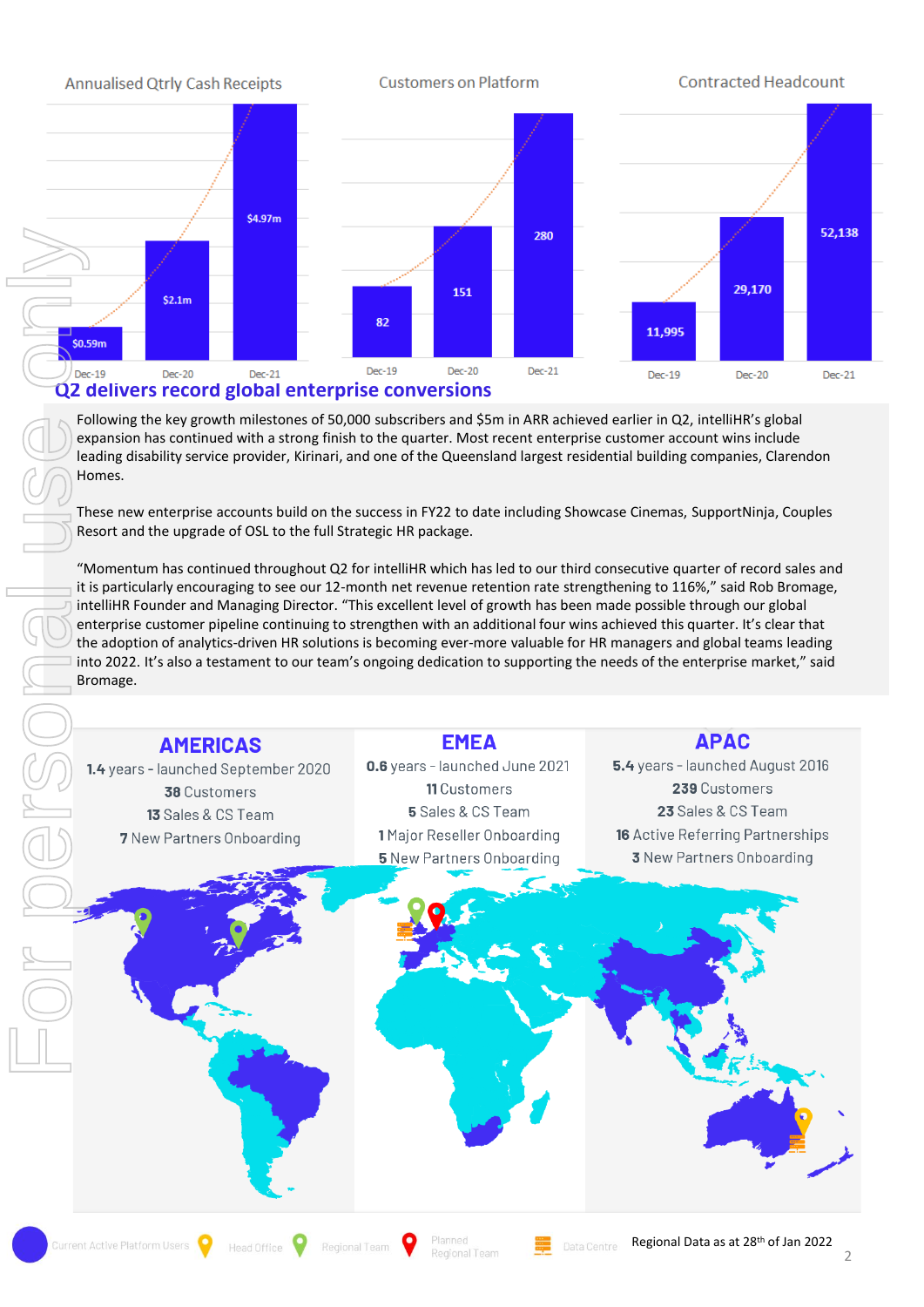Annualised Qtrly Cash Receipts

| Dec-19 | Dec-20 | Dec-21 |
|---|---|---|
| $0.59m | $2.1m | $4.97m |

Customers on Platform

| Dec-19 | Dec-20 | Dec-21 |
|---|---|---|
| 82 | 151 | 280 |

Contracted Headcount

| Dec-19 | Dec-20 | Dec-21 |
|---|---|---|
| 11,995 | 29,170 | 52,138 |

## Q2 delivers record global enterprise conversions

Following the key growth milestones of 50,000 subscribers and $5m in ARR achieved earlier in Q2, intelliHR's global expansion has continued with a strong finish to the quarter. Most recent enterprise customer account wins include leading disability service provider, Kirinari, and one of the Queensland largest residential building companies, Clarendon Homes.

These new enterprise accounts build on the success in FY22 to date including Showcase Cinemas, SupportNinja, Couples Resort and the upgrade of OSL to the full Strategic HR package.

"Momentum has continued throughout Q2 for intelliHR which has led to our third consecutive quarter of record sales and it is particularly encouraging to see our 12-month net revenue retention rate strengthening to 116%," said Rob Bromage, intelliHR Founder and Managing Director. "This excellent level of growth has been made possible through our global enterprise customer pipeline continuing to strengthen with an additional four wins achieved this quarter. It's clear that the adoption of analytics-driven HR solutions is becoming ever-more valuable for HR managers and global teams leading into 2022. It's also a testament to our team's ongoing dedication to supporting the needs of the enterprise market," said Bromage.

### AMERICAS

**1.4** years - launched September 2020

**38** Customers

**13** Sales & CS Team

**7** New Partners Onboarding

### EMEA

**0.6** years - launched June 2021

**11** Customers

**5** Sales & CS Team

**1** Major Reseller Onboarding

**5** New Partners Onboarding

### APAC

**5.4** years - launched August 2016

**239** Customers

**23** Sales & CS Team

**16** Active Referring Partnerships

**3** New Partners Onboarding

Current Active Platform Users | Head Office | Regional Team | Planned Regional Team | Data Centre

Regional Data as at 28th of Jan 2022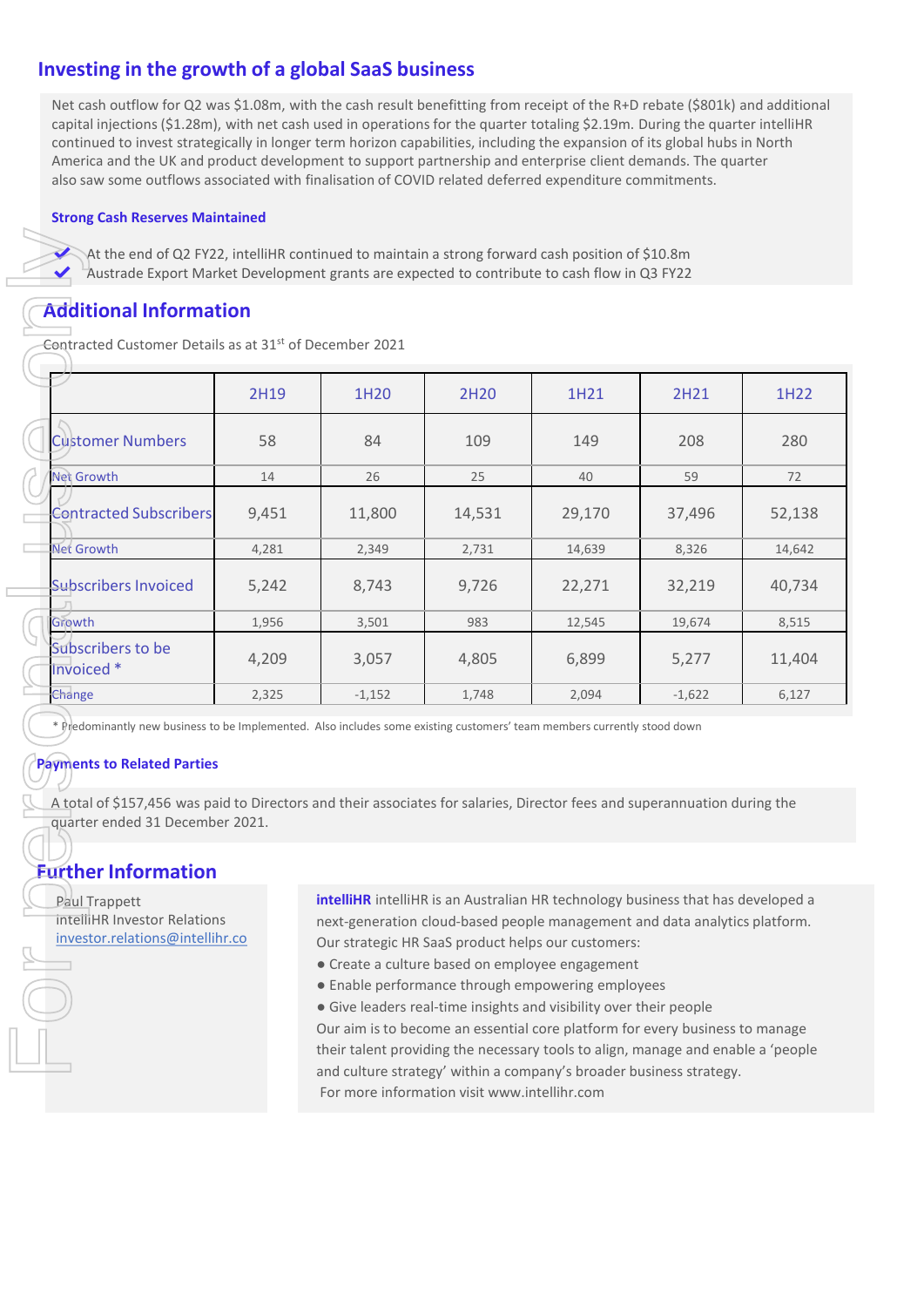## Investing in the growth of a global SaaS business

Net cash outflow for Q2 was $1.08m, with the cash result benefitting from receipt of the R+D rebate ($801k) and additional capital injections ($1.28m), with net cash used in operations for the quarter totaling $2.19m. During the quarter intelliHR continued to invest strategically in longer term horizon capabilities, including the expansion of its global hubs in North America and the UK and product development to support partnership and enterprise client demands. The quarter also saw some outflows associated with finalisation of COVID related deferred expenditure commitments.

### Strong Cash Reserves Maintained

- ✔ At the end of Q2 FY22, intelliHR continued to maintain a strong forward cash position of $10.8m
- ✔ Austrade Export Market Development grants are expected to contribute to cash flow in Q3 FY22

## Additional Information

Contracted Customer Details as at 31st of December 2021

| | 2H19 | 1H20 | 2H20 | 1H21 | 2H21 | 1H22 |
|---|---|---|---|---|---|---|
| Customer Numbers | 58 | 84 | 109 | 149 | 208 | 280 |
| Net Growth | 14 | 26 | 25 | 40 | 59 | 72 |
| Contracted Subscribers | 9,451 | 11,800 | 14,531 | 29,170 | 37,496 | 52,138 |
| Net Growth | 4,281 | 2,349 | 2,731 | 14,639 | 8,326 | 14,642 |
| Subscribers Invoiced | 5,242 | 8,743 | 9,726 | 22,271 | 32,219 | 40,734 |
| Growth | 1,956 | 3,501 | 983 | 12,545 | 19,674 | 8,515 |
| Subscribers to be Invoiced * | 4,209 | 3,057 | 4,805 | 6,899 | 5,277 | 11,404 |
| Change | 2,325 | -1,152 | 1,748 | 2,094 | -1,622 | 6,127 |

* Predominantly new business to be Implemented. Also includes some existing customers' team members currently stood down

### Payments to Related Parties

A total of $157,456 was paid to Directors and their associates for salaries, Director fees and superannuation during the quarter ended 31 December 2021.

## Further Information

Paul Trappett
intelliHR Investor Relations
investor.relations@intellihr.co

**intelliHR** intelliHR is an Australian HR technology business that has developed a next-generation cloud-based people management and data analytics platform. Our strategic HR SaaS product helps our customers:

- Create a culture based on employee engagement
- Enable performance through empowering employees
- Give leaders real-time insights and visibility over their people

Our aim is to become an essential core platform for every business to manage their talent providing the necessary tools to align, manage and enable a 'people and culture strategy' within a company's broader business strategy.
For more information visit www.intellihr.com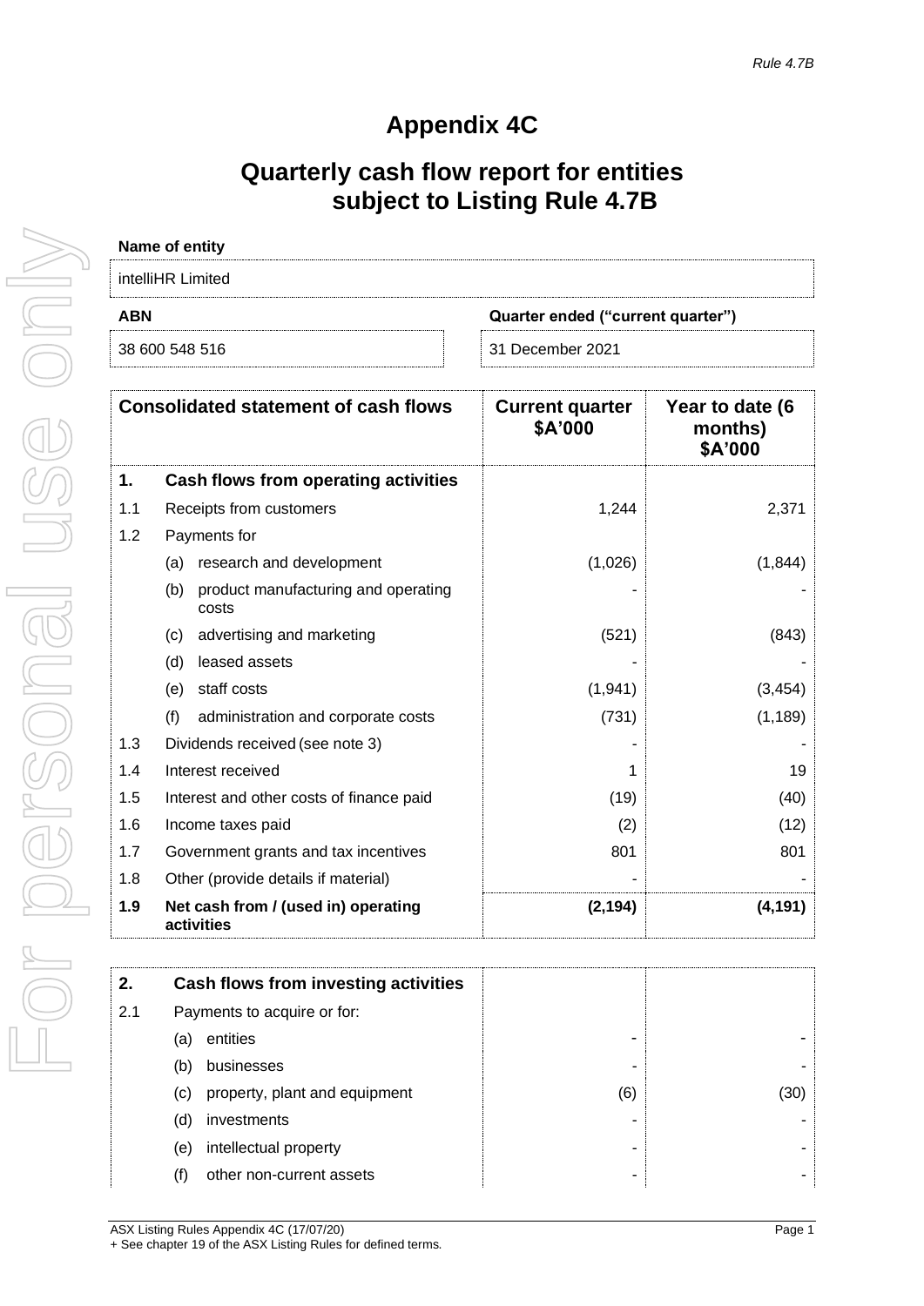*Rule 4.7B*

# Appendix 4C

## Quarterly cash flow report for entities subject to Listing Rule 4.7B

**Name of entity**

intelliHR Limited

| ABN | Quarter ended ("current quarter") |
|---|---|
| 38 600 548 516 | 31 December 2021 |

| | **Consolidated statement of cash flows** | **Current quarter $A'000** | **Year to date (6 months) $A'000** |
|---|---|---|---|
| **1.** | **Cash flows from operating activities** | | |
| 1.1 | Receipts from customers | 1,244 | 2,371 |
| 1.2 | Payments for | | |
| | (a) research and development | (1,026) | (1,844) |
| | (b) product manufacturing and operating costs | - | - |
| | (c) advertising and marketing | (521) | (843) |
| | (d) leased assets | - | - |
| | (e) staff costs | (1,941) | (3,454) |
| | (f) administration and corporate costs | (731) | (1,189) |
| 1.3 | Dividends received (see note 3) | - | - |
| 1.4 | Interest received | 1 | 19 |
| 1.5 | Interest and other costs of finance paid | (19) | (40) |
| 1.6 | Income taxes paid | (2) | (12) |
| 1.7 | Government grants and tax incentives | 801 | 801 |
| 1.8 | Other (provide details if material) | - | - |
| **1.9** | **Net cash from / (used in) operating activities** | **(2,194)** | **(4,191)** |

| | | | |
|---|---|---|---|
| **2.** | **Cash flows from investing activities** | | |
| 2.1 | Payments to acquire or for: | | |
| | (a) entities | - | - |
| | (b) businesses | - | - |
| | (c) property, plant and equipment | (6) | (30) |
| | (d) investments | - | - |
| | (e) intellectual property | - | - |
| | (f) other non-current assets | - | - |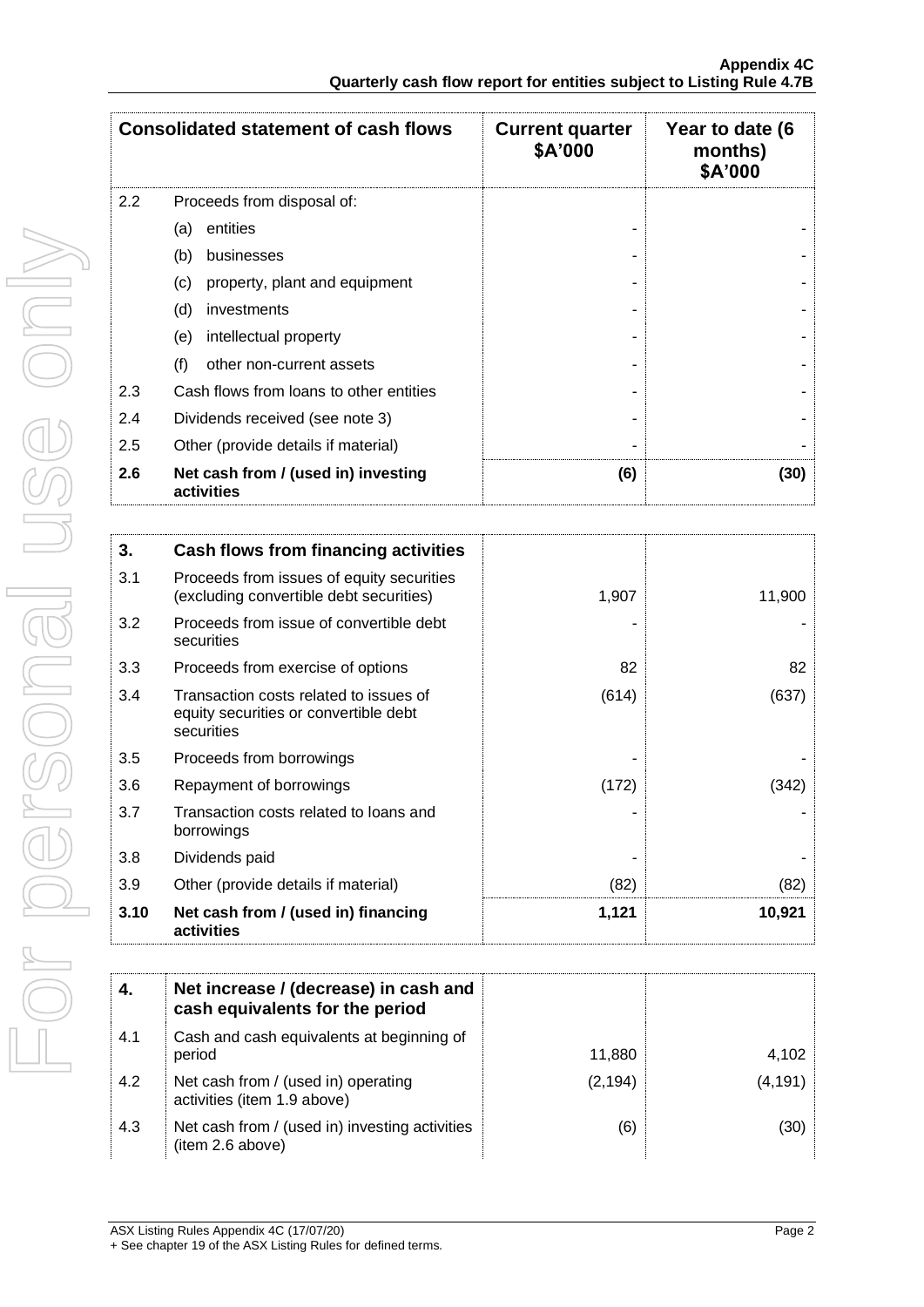| Consolidated statement of cash flows | | Current quarter $A'000 | Year to date (6 months) $A'000 |
|---|---|---|---|
| 2.2 | Proceeds from disposal of: | | |
| | (a) entities | - | - |
| | (b) businesses | - | - |
| | (c) property, plant and equipment | - | - |
| | (d) investments | - | - |
| | (e) intellectual property | - | - |
| | (f) other non-current assets | - | - |
| 2.3 | Cash flows from loans to other entities | - | - |
| 2.4 | Dividends received (see note 3) | - | - |
| 2.5 | Other (provide details if material) | - | - |
| **2.6** | **Net cash from / (used in) investing activities** | **(6)** | **(30)** |

| | | | |
|---|---|---|---|
| **3.** | **Cash flows from financing activities** | | |
| 3.1 | Proceeds from issues of equity securities (excluding convertible debt securities) | 1,907 | 11,900 |
| 3.2 | Proceeds from issue of convertible debt securities | - | - |
| 3.3 | Proceeds from exercise of options | 82 | 82 |
| 3.4 | Transaction costs related to issues of equity securities or convertible debt securities | (614) | (637) |
| 3.5 | Proceeds from borrowings | - | - |
| 3.6 | Repayment of borrowings | (172) | (342) |
| 3.7 | Transaction costs related to loans and borrowings | - | - |
| 3.8 | Dividends paid | - | - |
| 3.9 | Other (provide details if material) | (82) | (82) |
| **3.10** | **Net cash from / (used in) financing activities** | **1,121** | **10,921** |

| | | | |
|---|---|---|---|
| **4.** | **Net increase / (decrease) in cash and cash equivalents for the period** | | |
| 4.1 | Cash and cash equivalents at beginning of period | 11,880 | 4,102 |
| 4.2 | Net cash from / (used in) operating activities (item 1.9 above) | (2,194) | (4,191) |
| 4.3 | Net cash from / (used in) investing activities (item 2.6 above) | (6) | (30) |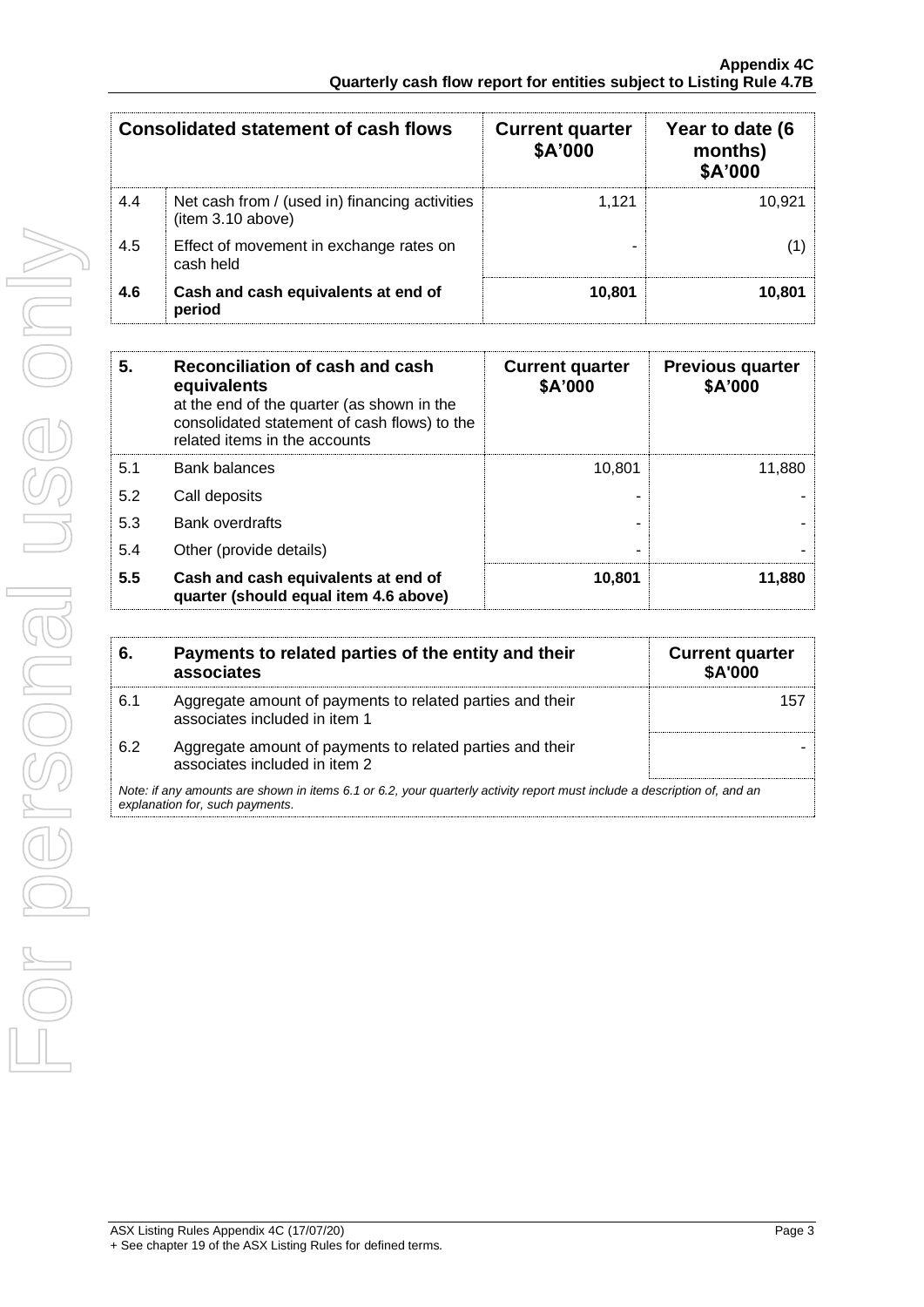| Consolidated statement of cash flows | | Current quarter \$A'000 | Year to date (6 months) \$A'000 |
|---|---|---|---|
| 4.4 | Net cash from / (used in) financing activities (item 3.10 above) | 1,121 | 10,921 |
| 4.5 | Effect of movement in exchange rates on cash held | - | (1) |
| **4.6** | **Cash and cash equivalents at end of period** | **10,801** | **10,801** |

| 5. | **Reconciliation of cash and cash equivalents** at the end of the quarter (as shown in the consolidated statement of cash flows) to the related items in the accounts | Current quarter \$A'000 | Previous quarter \$A'000 |
|---|---|---|---|
| 5.1 | Bank balances | 10,801 | 11,880 |
| 5.2 | Call deposits | - | - |
| 5.3 | Bank overdrafts | - | - |
| 5.4 | Other (provide details) | - | - |
| **5.5** | **Cash and cash equivalents at end of quarter (should equal item 4.6 above)** | **10,801** | **11,880** |

| 6. | Payments to related parties of the entity and their associates | Current quarter \$A'000 |
|---|---|---|
| 6.1 | Aggregate amount of payments to related parties and their associates included in item 1 | 157 |
| 6.2 | Aggregate amount of payments to related parties and their associates included in item 2 | - |

*Note: if any amounts are shown in items 6.1 or 6.2, your quarterly activity report must include a description of, and an explanation for, such payments.*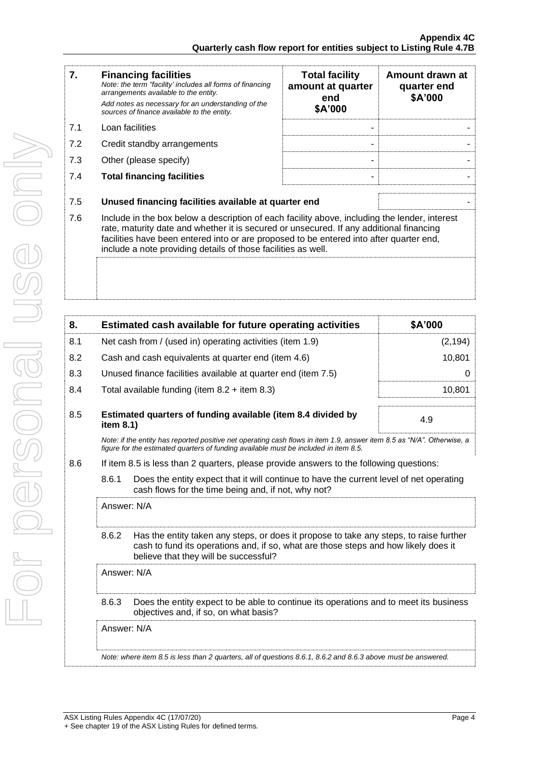| 7. | **Financing facilities**<br>*Note: the term "facility' includes all forms of financing arrangements available to the entity.*<br>*Add notes as necessary for an understanding of the sources of finance available to the entity.* | **Total facility amount at quarter end \$A'000** | **Amount drawn at quarter end \$A'000** |
|---|---|---|---|
| 7.1 | Loan facilities | - | - |
| 7.2 | Credit standby arrangements | - | - |
| 7.3 | Other (please specify) | - | - |
| 7.4 | **Total financing facilities** | - | - |

| | | |
|---|---|---|
| 7.5 | **Unused financing facilities available at quarter end** | - |
| 7.6 | Include in the box below a description of each facility above, including the lender, interest rate, maturity date and whether it is secured or unsecured. If any additional financing facilities have been entered into or are proposed to be entered into after quarter end, include a note providing details of those facilities as well. | |

| 8. | **Estimated cash available for future operating activities** | **\$A'000** |
|---|---|---|
| 8.1 | Net cash from / (used in) operating activities (item 1.9) | (2,194) |
| 8.2 | Cash and cash equivalents at quarter end (item 4.6) | 10,801 |
| 8.3 | Unused finance facilities available at quarter end (item 7.5) | 0 |
| 8.4 | Total available funding (item 8.2 + item 8.3) | 10,801 |
| 8.5 | **Estimated quarters of funding available (item 8.4 divided by item 8.1)** | 4.9 |

*Note: if the entity has reported positive net operating cash flows in item 1.9, answer item 8.5 as "N/A". Otherwise, a figure for the estimated quarters of funding available must be included in item 8.5.*

8.6 If item 8.5 is less than 2 quarters, please provide answers to the following questions:

8.6.1 Does the entity expect that it will continue to have the current level of net operating cash flows for the time being and, if not, why not?

Answer: N/A

8.6.2 Has the entity taken any steps, or does it propose to take any steps, to raise further cash to fund its operations and, if so, what are those steps and how likely does it believe that they will be successful?

Answer: N/A

8.6.3 Does the entity expect to be able to continue its operations and to meet its business objectives and, if so, on what basis?

Answer: N/A

*Note: where item 8.5 is less than 2 quarters, all of questions 8.6.1, 8.6.2 and 8.6.3 above must be answered.*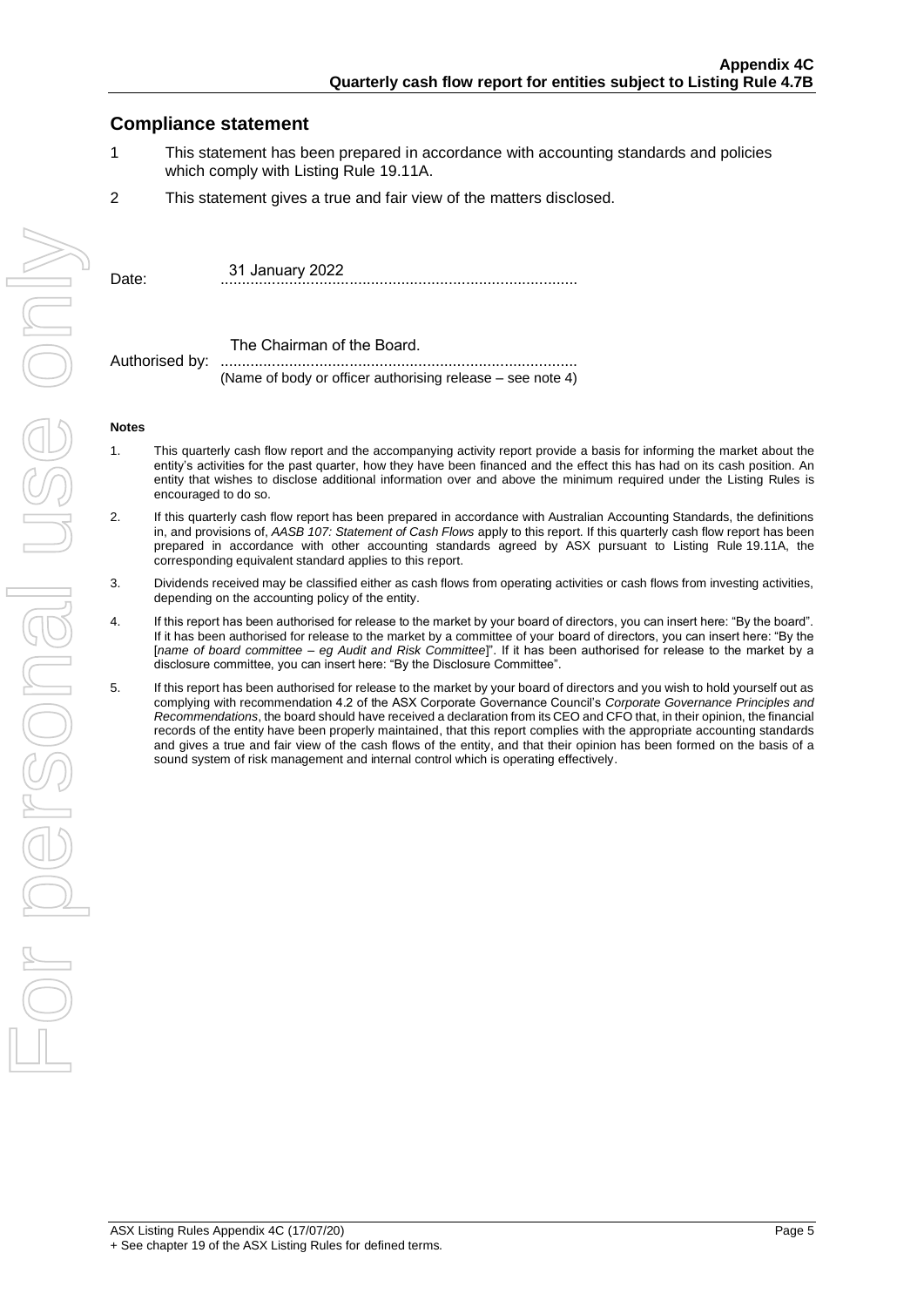## Compliance statement

1. This statement has been prepared in accordance with accounting standards and policies which comply with Listing Rule 19.11A.
2. This statement gives a true and fair view of the matters disclosed.

Date: 31 January 2022

Authorised by: The Chairman of the Board.
(Name of body or officer authorising release – see note 4)

**Notes**

1. This quarterly cash flow report and the accompanying activity report provide a basis for informing the market about the entity's activities for the past quarter, how they have been financed and the effect this has had on its cash position. An entity that wishes to disclose additional information over and above the minimum required under the Listing Rules is encouraged to do so.
2. If this quarterly cash flow report has been prepared in accordance with Australian Accounting Standards, the definitions in, and provisions of, *AASB 107: Statement of Cash Flows* apply to this report. If this quarterly cash flow report has been prepared in accordance with other accounting standards agreed by ASX pursuant to Listing Rule 19.11A, the corresponding equivalent standard applies to this report.
3. Dividends received may be classified either as cash flows from operating activities or cash flows from investing activities, depending on the accounting policy of the entity.
4. If this report has been authorised for release to the market by your board of directors, you can insert here: "By the board". If it has been authorised for release to the market by a committee of your board of directors, you can insert here: "By the [*name of board committee – eg Audit and Risk Committee*]". If it has been authorised for release to the market by a disclosure committee, you can insert here: "By the Disclosure Committee".
5. If this report has been authorised for release to the market by your board of directors and you wish to hold yourself out as complying with recommendation 4.2 of the ASX Corporate Governance Council's *Corporate Governance Principles and Recommendations*, the board should have received a declaration from its CEO and CFO that, in their opinion, the financial records of the entity have been properly maintained, that this report complies with the appropriate accounting standards and gives a true and fair view of the cash flows of the entity, and that their opinion has been formed on the basis of a sound system of risk management and internal control which is operating effectively.